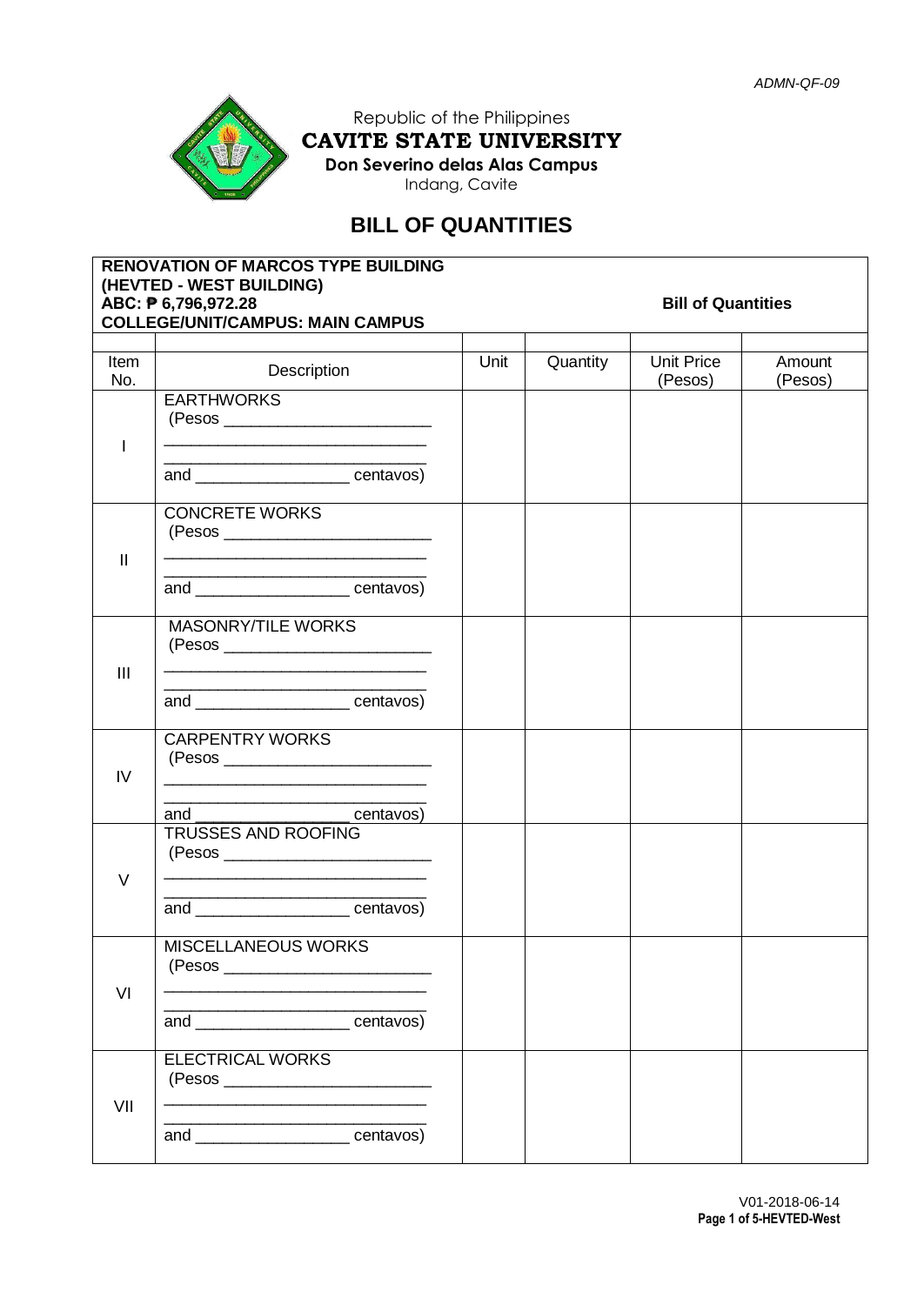ADMN-QF-09

Republic of the Philippines
**CAVITE STATE UNIVERSITY**
**Don Severino delas Alas Campus**
Indang, Cavite

# BILL OF QUANTITIES

**RENOVATION OF MARCOS TYPE BUILDING (HEVTED - WEST BUILDING)**
**ABC: ₱ 6,796,972.28** **Bill of Quantities**
**COLLEGE/UNIT/CAMPUS: MAIN CAMPUS**

| Item No. | Description | Unit | Quantity | Unit Price (Pesos) | Amount (Pesos) |
|---|---|---|---|---|---|
| I | EARTHWORKS (Pesos ________________________ ____________________________ ____________________________ and _________________ centavos) | | | | |
| II | CONCRETE WORKS (Pesos ________________________ ____________________________ ____________________________ and _________________ centavos) | | | | |
| III | MASONRY/TILE WORKS (Pesos ________________________ ____________________________ ____________________________ and _________________ centavos) | | | | |
| IV | CARPENTRY WORKS (Pesos ________________________ ____________________________ ____________________________ and _________________ centavos) | | | | |
| V | TRUSSES AND ROOFING (Pesos ________________________ ____________________________ ____________________________ and _________________ centavos) | | | | |
| VI | MISCELLANEOUS WORKS (Pesos ________________________ ____________________________ ____________________________ and _________________ centavos) | | | | |
| VII | ELECTRICAL WORKS (Pesos ________________________ ____________________________ ____________________________ and _________________ centavos) | | | | |

V01-2018-06-14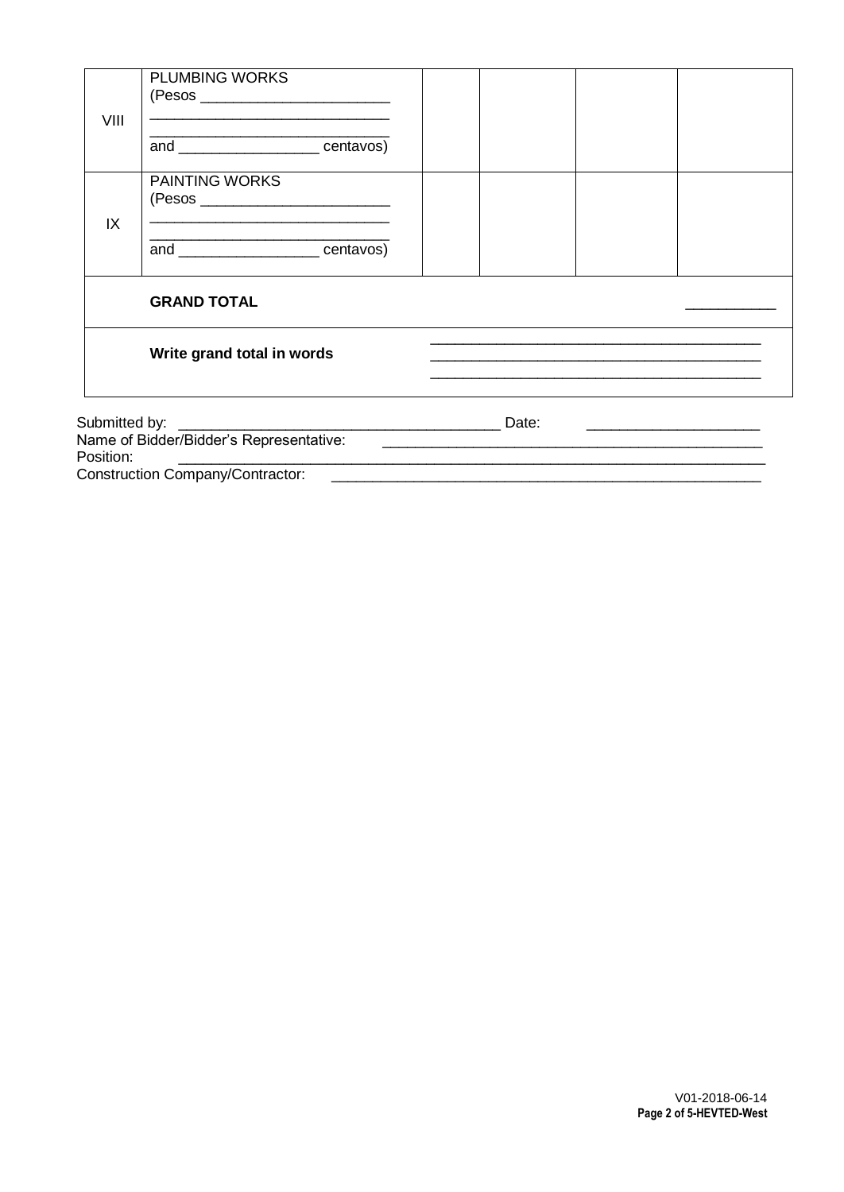| | | | | | |
|---|---|---|---|---|---|
| VIII | PLUMBING WORKS (Pesos ______________________ ____________________________ ____________________________ and ________________ centavos) | | | | |
| IX | PAINTING WORKS (Pesos ______________________ ____________________________ ____________________________ and ________________ centavos) | | | | |
| | **GRAND TOTAL** | | | | ___________ |
| | **Write grand total in words** | ________________________________________ ________________________________________ ________________________________________ | | | |

Submitted by: ______________________________________ Date: ____________________

Name of Bidder/Bidder's Representative: ______________________________________________

Position: ______________________________________________________________________

Construction Company/Contractor: ____________________________________________________

V01-2018-06-14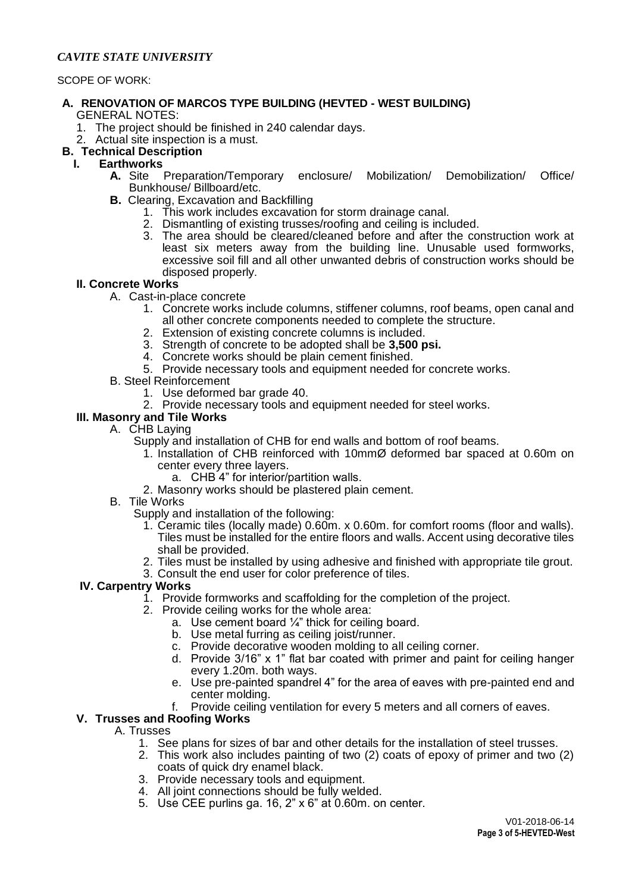*CAVITE STATE UNIVERSITY*

SCOPE OF WORK:

**A. RENOVATION OF MARCOS TYPE BUILDING (HEVTED - WEST BUILDING)**

GENERAL NOTES:

1. The project should be finished in 240 calendar days.
2. Actual site inspection is a must.

**B. Technical Description**

**I. Earthworks**

**A.** Site Preparation/Temporary enclosure/ Mobilization/ Demobilization/ Office/ Bunkhouse/ Billboard/etc.

**B.** Clearing, Excavation and Backfilling

1. This work includes excavation for storm drainage canal.
2. Dismantling of existing trusses/roofing and ceiling is included.
3. The area should be cleared/cleaned before and after the construction work at least six meters away from the building line. Unusable used formworks, excessive soil fill and all other unwanted debris of construction works should be disposed properly.

**II. Concrete Works**

A. Cast-in-place concrete

1. Concrete works include columns, stiffener columns, roof beams, open canal and all other concrete components needed to complete the structure.
2. Extension of existing concrete columns is included.
3. Strength of concrete to be adopted shall be **3,500 psi.**
4. Concrete works should be plain cement finished.
5. Provide necessary tools and equipment needed for concrete works.

B. Steel Reinforcement

1. Use deformed bar grade 40.
2. Provide necessary tools and equipment needed for steel works.

**III. Masonry and Tile Works**

A. CHB Laying

Supply and installation of CHB for end walls and bottom of roof beams.

1. Installation of CHB reinforced with 10mmØ deformed bar spaced at 0.60m on center every three layers.
   a. CHB 4" for interior/partition walls.
2. Masonry works should be plastered plain cement.

B. Tile Works

Supply and installation of the following:

1. Ceramic tiles (locally made) 0.60m. x 0.60m. for comfort rooms (floor and walls). Tiles must be installed for the entire floors and walls. Accent using decorative tiles shall be provided.
2. Tiles must be installed by using adhesive and finished with appropriate tile grout.
3. Consult the end user for color preference of tiles.

**IV. Carpentry Works**

1. Provide formworks and scaffolding for the completion of the project.
2. Provide ceiling works for the whole area:
   a. Use cement board ¼" thick for ceiling board.
   b. Use metal furring as ceiling joist/runner.
   c. Provide decorative wooden molding to all ceiling corner.
   d. Provide 3/16" x 1" flat bar coated with primer and paint for ceiling hanger every 1.20m. both ways.
   e. Use pre-painted spandrel 4" for the area of eaves with pre-painted end and center molding.
   f. Provide ceiling ventilation for every 5 meters and all corners of eaves.

**V. Trusses and Roofing Works**

A. Trusses

1. See plans for sizes of bar and other details for the installation of steel trusses.
2. This work also includes painting of two (2) coats of epoxy of primer and two (2) coats of quick dry enamel black.
3. Provide necessary tools and equipment.
4. All joint connections should be fully welded.
5. Use CEE purlins ga. 16, 2" x 6" at 0.60m. on center.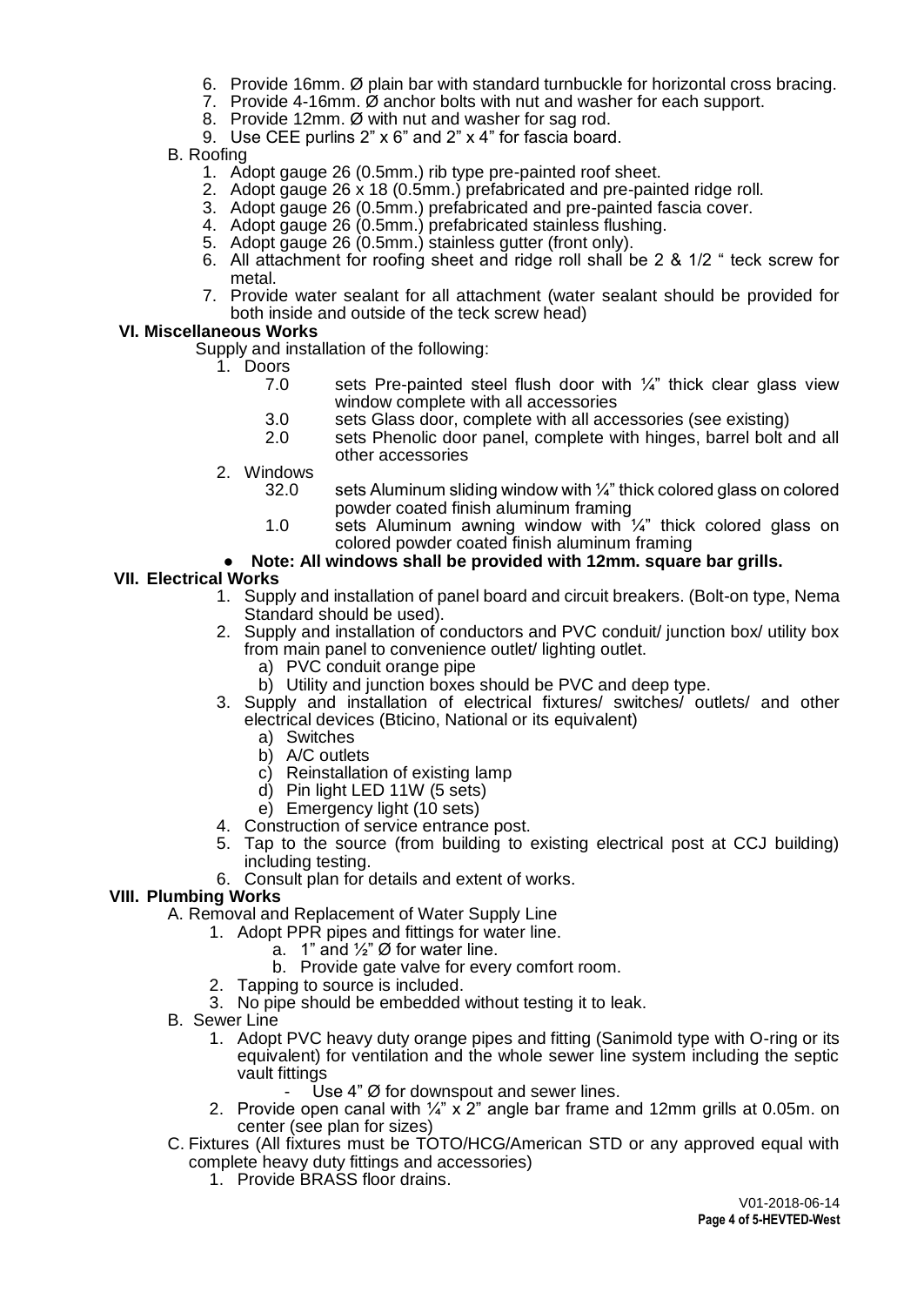6. Provide 16mm. Ø plain bar with standard turnbuckle for horizontal cross bracing.
7. Provide 4-16mm. Ø anchor bolts with nut and washer for each support.
8. Provide 12mm. Ø with nut and washer for sag rod.
9. Use CEE purlins 2" x 6" and 2" x 4" for fascia board.

B. Roofing

1. Adopt gauge 26 (0.5mm.) rib type pre-painted roof sheet.
2. Adopt gauge 26 x 18 (0.5mm.) prefabricated and pre-painted ridge roll.
3. Adopt gauge 26 (0.5mm.) prefabricated and pre-painted fascia cover.
4. Adopt gauge 26 (0.5mm.) prefabricated stainless flushing.
5. Adopt gauge 26 (0.5mm.) stainless gutter (front only).
6. All attachment for roofing sheet and ridge roll shall be 2 & 1/2 " teck screw for metal.
7. Provide water sealant for all attachment (water sealant should be provided for both inside and outside of the teck screw head)

## VI. Miscellaneous Works

Supply and installation of the following:

1. Doors
   - 7.0 sets Pre-painted steel flush door with ¼" thick clear glass view window complete with all accessories
   - 3.0 sets Glass door, complete with all accessories (see existing)
   - 2.0 sets Phenolic door panel, complete with hinges, barrel bolt and all other accessories
2. Windows
   - 32.0 sets Aluminum sliding window with ¼" thick colored glass on colored powder coated finish aluminum framing
   - 1.0 sets Aluminum awning window with ¼" thick colored glass on colored powder coated finish aluminum framing

- **Note: All windows shall be provided with 12mm. square bar grills.**

## VII. Electrical Works

1. Supply and installation of panel board and circuit breakers. (Bolt-on type, Nema Standard should be used).
2. Supply and installation of conductors and PVC conduit/ junction box/ utility box from main panel to convenience outlet/ lighting outlet.
   a) PVC conduit orange pipe
   b) Utility and junction boxes should be PVC and deep type.
3. Supply and installation of electrical fixtures/ switches/ outlets/ and other electrical devices (Bticino, National or its equivalent)
   a) Switches
   b) A/C outlets
   c) Reinstallation of existing lamp
   d) Pin light LED 11W (5 sets)
   e) Emergency light (10 sets)
4. Construction of service entrance post.
5. Tap to the source (from building to existing electrical post at CCJ building) including testing.
6. Consult plan for details and extent of works.

## VIII. Plumbing Works

A. Removal and Replacement of Water Supply Line

1. Adopt PPR pipes and fittings for water line.
   a. 1" and ½" Ø for water line.
   b. Provide gate valve for every comfort room.
2. Tapping to source is included.
3. No pipe should be embedded without testing it to leak.

B. Sewer Line

1. Adopt PVC heavy duty orange pipes and fitting (Sanimold type with O-ring or its equivalent) for ventilation and the whole sewer line system including the septic vault fittings
   - Use 4" Ø for downspout and sewer lines.
2. Provide open canal with ¼" x 2" angle bar frame and 12mm grills at 0.05m. on center (see plan for sizes)

C. Fixtures (All fixtures must be TOTO/HCG/American STD or any approved equal with complete heavy duty fittings and accessories)

1. Provide BRASS floor drains.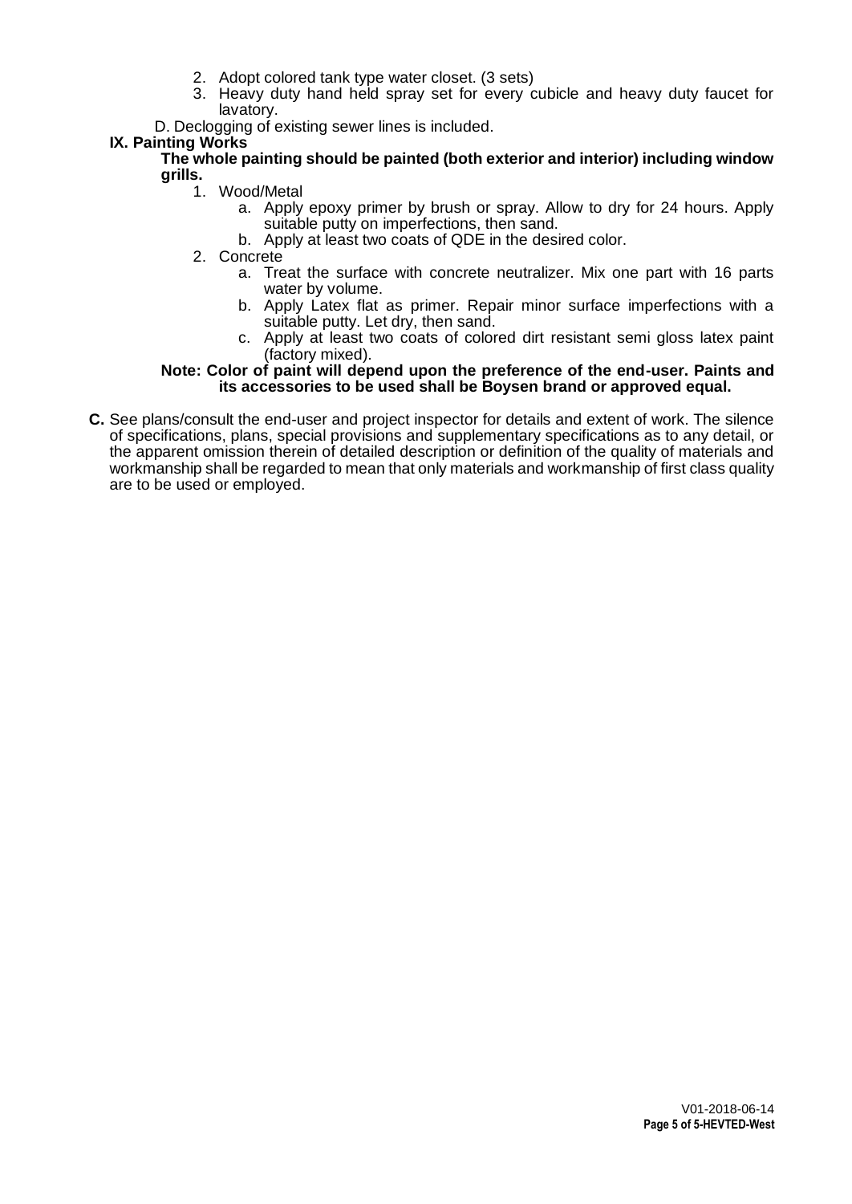2. Adopt colored tank type water closet. (3 sets)
3. Heavy duty hand held spray set for every cubicle and heavy duty faucet for lavatory.

D. Declogging of existing sewer lines is included.

**IX. Painting Works**

**The whole painting should be painted (both exterior and interior) including window grills.**

1. Wood/Metal
   a. Apply epoxy primer by brush or spray. Allow to dry for 24 hours. Apply suitable putty on imperfections, then sand.
   b. Apply at least two coats of QDE in the desired color.
2. Concrete
   a. Treat the surface with concrete neutralizer. Mix one part with 16 parts water by volume.
   b. Apply Latex flat as primer. Repair minor surface imperfections with a suitable putty. Let dry, then sand.
   c. Apply at least two coats of colored dirt resistant semi gloss latex paint (factory mixed).

**Note: Color of paint will depend upon the preference of the end-user. Paints and its accessories to be used shall be Boysen brand or approved equal.**

**C.** See plans/consult the end-user and project inspector for details and extent of work. The silence of specifications, plans, special provisions and supplementary specifications as to any detail, or the apparent omission therein of detailed description or definition of the quality of materials and workmanship shall be regarded to mean that only materials and workmanship of first class quality are to be used or employed.